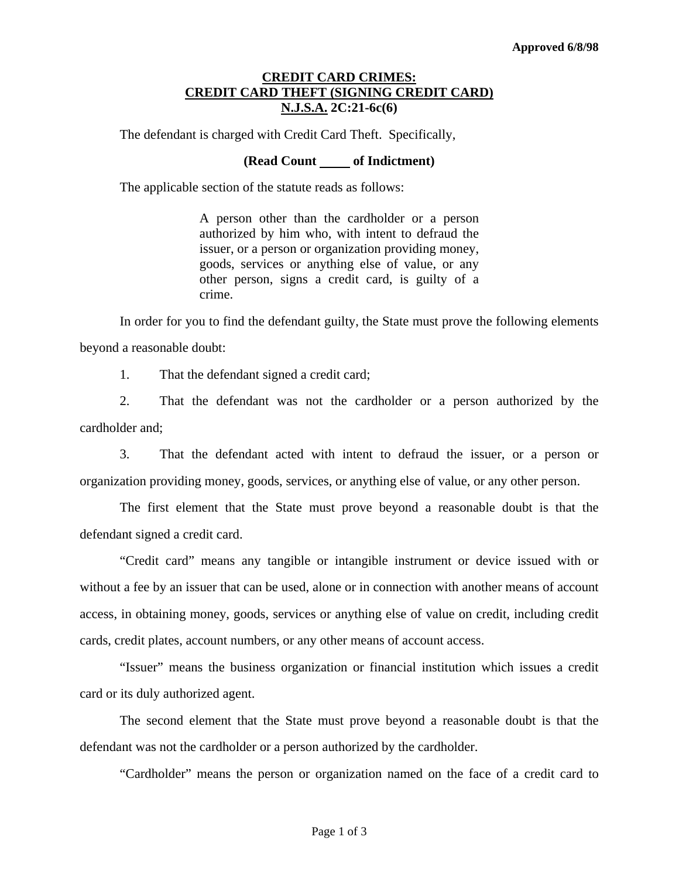**Approved 6/8/98**

# CREDIT CARD CRIMES:
# CREDIT CARD THEFT (SIGNING CREDIT CARD)
# N.J.S.A. 2C:21-6c(6)

The defendant is charged with Credit Card Theft. Specifically,

**(Read Count \_\_\_\_ of Indictment)**

The applicable section of the statute reads as follows:

> A person other than the cardholder or a person authorized by him who, with intent to defraud the issuer, or a person or organization providing money, goods, services or anything else of value, or any other person, signs a credit card, is guilty of a crime.

In order for you to find the defendant guilty, the State must prove the following elements beyond a reasonable doubt:

1. That the defendant signed a credit card;

2. That the defendant was not the cardholder or a person authorized by the cardholder and;

3. That the defendant acted with intent to defraud the issuer, or a person or organization providing money, goods, services, or anything else of value, or any other person.

The first element that the State must prove beyond a reasonable doubt is that the defendant signed a credit card.

"Credit card" means any tangible or intangible instrument or device issued with or without a fee by an issuer that can be used, alone or in connection with another means of account access, in obtaining money, goods, services or anything else of value on credit, including credit cards, credit plates, account numbers, or any other means of account access.

"Issuer" means the business organization or financial institution which issues a credit card or its duly authorized agent.

The second element that the State must prove beyond a reasonable doubt is that the defendant was not the cardholder or a person authorized by the cardholder.

"Cardholder" means the person or organization named on the face of a credit card to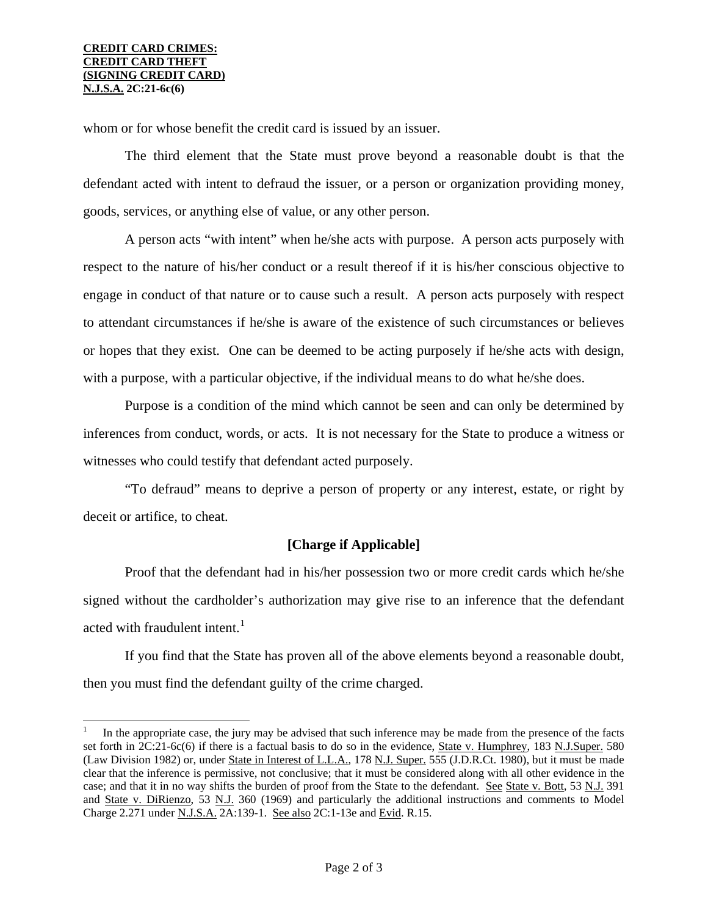whom or for whose benefit the credit card is issued by an issuer.

The third element that the State must prove beyond a reasonable doubt is that the defendant acted with intent to defraud the issuer, or a person or organization providing money, goods, services, or anything else of value, or any other person.

A person acts "with intent" when he/she acts with purpose. A person acts purposely with respect to the nature of his/her conduct or a result thereof if it is his/her conscious objective to engage in conduct of that nature or to cause such a result. A person acts purposely with respect to attendant circumstances if he/she is aware of the existence of such circumstances or believes or hopes that they exist. One can be deemed to be acting purposely if he/she acts with design, with a purpose, with a particular objective, if the individual means to do what he/she does.

Purpose is a condition of the mind which cannot be seen and can only be determined by inferences from conduct, words, or acts. It is not necessary for the State to produce a witness or witnesses who could testify that defendant acted purposely.

"To defraud" means to deprive a person of property or any interest, estate, or right by deceit or artifice, to cheat.

**[Charge if Applicable]**

Proof that the defendant had in his/her possession two or more credit cards which he/she signed without the cardholder's authorization may give rise to an inference that the defendant acted with fraudulent intent.[1]

If you find that the State has proven all of the above elements beyond a reasonable doubt, then you must find the defendant guilty of the crime charged.

---

[1] In the appropriate case, the jury may be advised that such inference may be made from the presence of the facts set forth in 2C:21-6c(6) if there is a factual basis to do so in the evidence, State v. Humphrey, 183 N.J.Super. 580 (Law Division 1982) or, under State in Interest of L.L.A., 178 N.J. Super. 555 (J.D.R.Ct. 1980), but it must be made clear that the inference is permissive, not conclusive; that it must be considered along with all other evidence in the case; and that it in no way shifts the burden of proof from the State to the defendant. See State v. Bott, 53 N.J. 391 and State v. DiRienzo, 53 N.J. 360 (1969) and particularly the additional instructions and comments to Model Charge 2.271 under N.J.S.A. 2A:139-1. See also 2C:1-13e and Evid. R.15.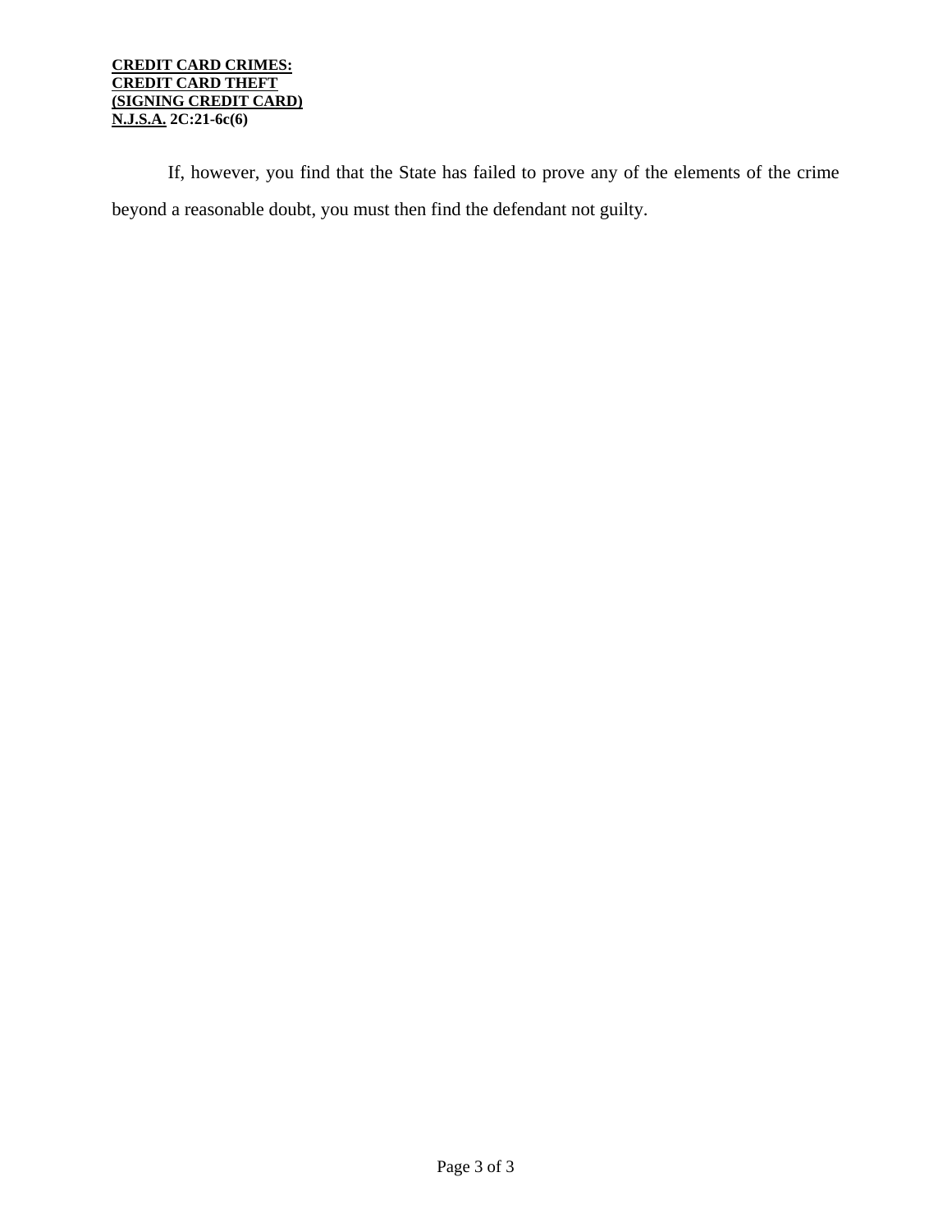If, however, you find that the State has failed to prove any of the elements of the crime beyond a reasonable doubt, you must then find the defendant not guilty.